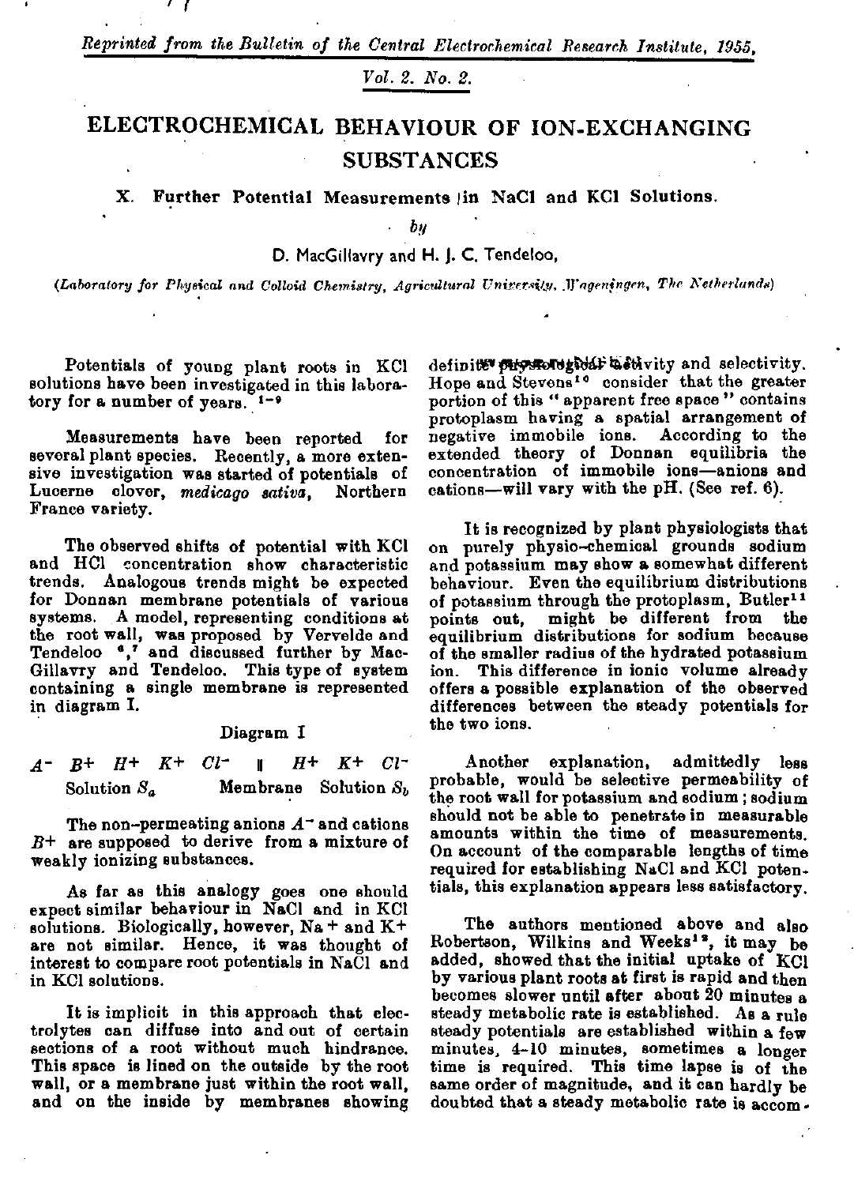*Reprinted from the Bulletin of the Central Electrochemical Research Institute, 1955,*

*Vol. 2. No. 2.*

# ELECTROCHEMICAL BEHAVIOUR OF ION-EXCHANGING SUBSTANCES

## X. Further Potential Measurements in NaCl and KCl Solutions.

*by*

D. MacGillavry and H. J. C. Tendeloo,

*(Laboratory for Physical and Colloid Chemistry, Agricultural University, Wageningen, The Netherlands)*

Potentials of young plant roots in KCl solutions have been investigated in this laboratory for a number of years. [1-9]

Measurements have been reported for several plant species. Recently, a more extensive investigation was started of potentials of Lucerne clover, *medicago sativa*, Northern France variety.

The observed shifts of potential with KCl and HCl concentration show characteristic trends. Analogous trends might be expected for Donnan membrane potentials of various systems. A model, representing conditions at the root wall, was proposed by Vervelde and Tendeloo [6,7] and discussed further by MacGillavry and Tendeloo. This type of system containing a single membrane is represented in diagram I.

Diagram I

$A^-$ $B^+$ $H^+$ $K^+$ $Cl^-$ ‖ $H^+$ $K^+$ $Cl^-$

Solution $S_a$ Membrane Solution $S_b$

The non-permeating anions $A^-$ and cations $B^+$ are supposed to derive from a mixture of weakly ionizing substances.

As far as this analogy goes one should expect similar behaviour in NaCl and in KCl solutions. Biologically, however, $Na^+$ and $K^+$ are not similar. Hence, it was thought of interest to compare root potentials in NaCl and in KCl solutions.

It is implicit in this approach that electrolytes can diffuse into and out of certain sections of a root without much hindrance. This space is lined on the outside by the root wall, or a membrane just within the root wall, and on the inside by membranes showing definite physiological activity and selectivity. Hope and Stevens[10] consider that the greater portion of this "apparent free space" contains protoplasm having a spatial arrangement of negative immobile ions. According to the extended theory of Donnan equilibria the concentration of immobile ions—anions and cations—will vary with the pH. (See ref. 6).

It is recognized by plant physiologists that on purely physio-chemical grounds sodium and potassium may show a somewhat different behaviour. Even the equilibrium distributions of potassium through the protoplasm, Butler[11] points out, might be different from the equilibrium distributions for sodium because of the smaller radius of the hydrated potassium ion. This difference in ionic volume already offers a possible explanation of the observed differences between the steady potentials for the two ions.

Another explanation, admittedly less probable, would be selective permeability of the root wall for potassium and sodium; sodium should not be able to penetrate in measurable amounts within the time of measurements. On account of the comparable lengths of time required for establishing NaCl and KCl potentials, this explanation appears less satisfactory.

The authors mentioned above and also Robertson, Wilkins and Weeks[12], it may be added, showed that the initial uptake of KCl by various plant roots at first is rapid and then becomes slower until after about 20 minutes a steady metabolic rate is established. As a rule steady potentials are established within a few minutes, 4-10 minutes, sometimes a longer time is required. This time lapse is of the same order of magnitude, and it can hardly be doubted that a steady metabolic rate is accom-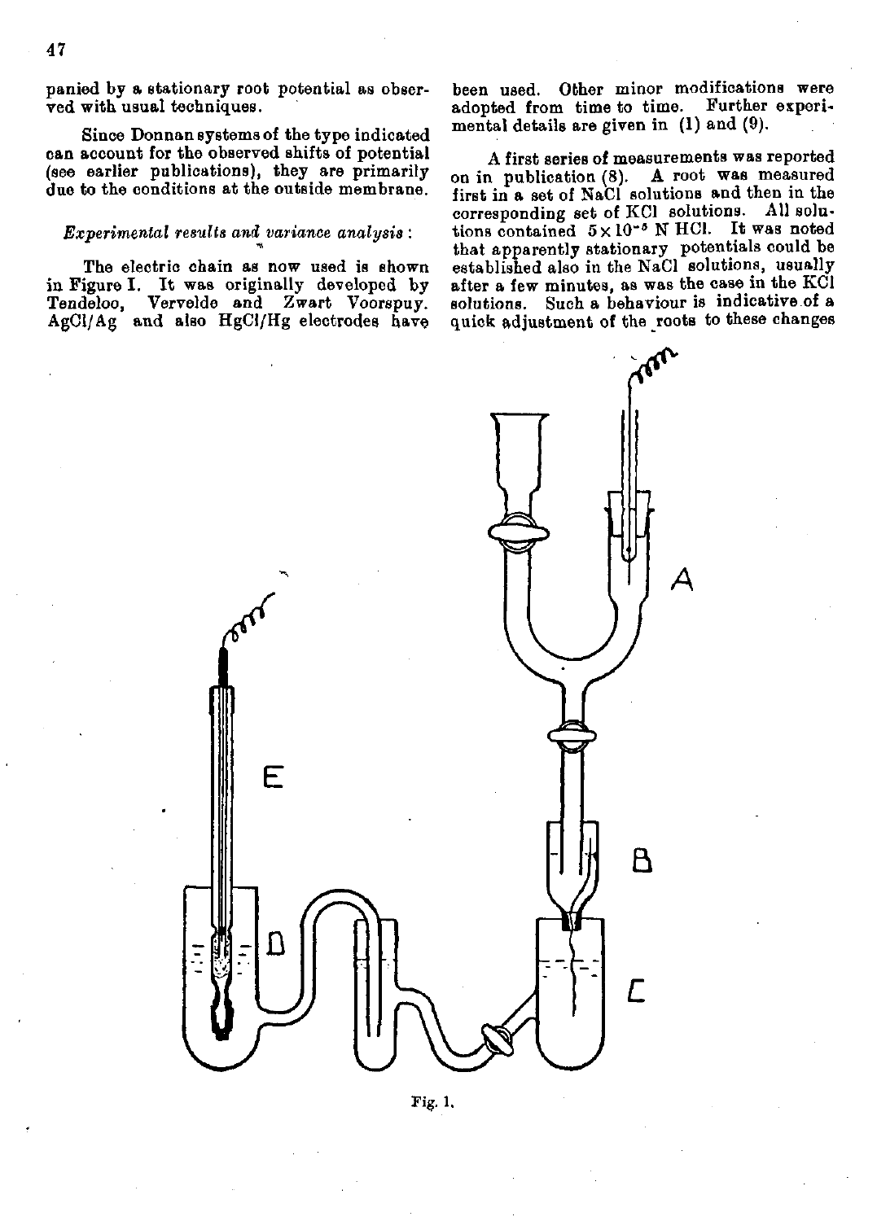panied by a stationary root potential as observed with usual techniques.

Since Donnan systems of the type indicated can account for the observed shifts of potential (see earlier publications), they are primarily due to the conditions at the outside membrane.

*Experimental results and variance analysis* :

The electric chain as now used is shown in Figure I. It was originally developed by Tendeloo, Vervelde and Zwart Voorspuy. AgCl/Ag and also HgCl/Hg electrodes have been used. Other minor modifications were adopted from time to time. Further experimental details are given in (1) and (9).

A first series of measurements was reported on in publication (8). A root was measured first in a set of NaCl solutions and then in the corresponding set of KCl solutions. All solutions contained $5 \times 10^{-5}$ N HCl. It was noted that apparently stationary potentials could be established also in the NaCl solutions, usually after a few minutes, as was the case in the KCl solutions. Such a behaviour is indicative of a quick adjustment of the roots to these changes

A

B

C

D

E

Fig. 1.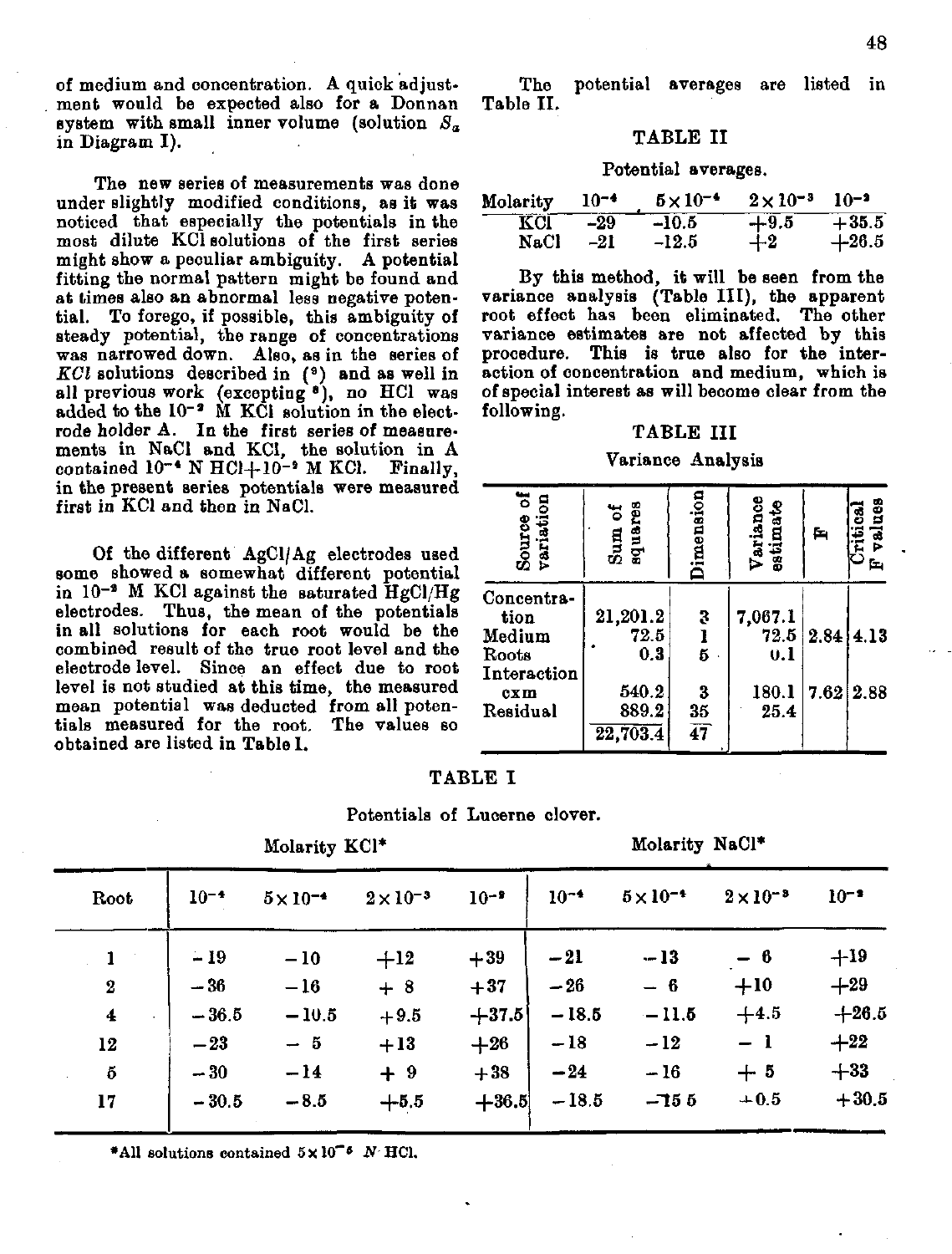of medium and concentration. A quick adjustment would be expected also for a Donnan system with small inner volume (solution $S_a$ in Diagram I).

The new series of measurements was done under slightly modified conditions, as it was noticed that especially the potentials in the most dilute KCl solutions of the first series might show a peculiar ambiguity. A potential fitting the normal pattern might be found and at times also an abnormal less negative potential. To forego, if possible, this ambiguity of steady potential, the range of concentrations was narrowed down. Also, as in the series of *KCl* solutions described in ([9]) and as well in all previous work (excepting [8]), no HCl was added to the $10^{-2}$ M KCl solution in the electrode holder A. In the first series of measurements in NaCl and KCl, the solution in A contained $10^{-4}$ N HCl+$10^{-2}$ M KCl. Finally, in the present series potentials were measured first in KCl and then in NaCl.

Of the different AgCl/Ag electrodes used some showed a somewhat different potential in $10^{-2}$ M KCl against the saturated HgCl/Hg electrodes. Thus, the mean of the potentials in all solutions for each root would be the combined result of the true root level and the electrode level. Since an effect due to root level is not studied at this time, the measured mean potential was deducted from all potentials measured for the root. The values so obtained are listed in Table I.

The potential averages are listed in Table II.

TABLE II

Potential averages.

| Molarity | $10^{-4}$ | $5\times10^{-4}$ | $2\times10^{-3}$ | $10^{-2}$ |
|---|---|---|---|---|
| KCl | −29 | −10.5 | +9.5 | +35.5 |
| NaCl | −21 | −12.5 | +2 | +26.5 |

By this method, it will be seen from the variance analysis (Table III), the apparent root effect has been eliminated. The other variance estimates are not affected by this procedure. This is true also for the interaction of concentration and medium, which is of special interest as will become clear from the following.

TABLE III

Variance Analysis

| Source of variation | Sum of squares | Dimension | Variance estimate | F | Critical F values |
|---|---|---|---|---|---|
| Concentration | 21,201.2 | 3 | 7,067.1 | | |
| Medium | 72.5 | 1 | 72.5 | 2.84 | 4.13 |
| Roots | 0.3 | 5 | 0.1 | | |
| Interaction cxm | 540.2 | 3 | 180.1 | 7.62 | 2.88 |
| Residual | 889.2 | 35 | 25.4 | | |
| | 22,703.4 | 47 | | | |

TABLE I

Potentials of Lucerne clover.

| Root | Molarity KCl* | | | | Molarity NaCl* | | | |
|---|---|---|---|---|---|---|---|---|
| | $10^{-4}$ | $5\times10^{-4}$ | $2\times10^{-3}$ | $10^{-2}$ | $10^{-4}$ | $5\times10^{-4}$ | $2\times10^{-3}$ | $10^{-2}$ |
| 1 | −19 | −10 | +12 | +39 | −21 | −13 | −6 | +19 |
| 2 | −36 | −16 | +8 | +37 | −26 | −6 | +10 | +29 |
| 4 | −36.5 | −10.5 | +9.5 | +37.5 | −18.5 | −11.5 | +4.5 | +26.5 |
| 12 | −23 | −5 | +13 | +26 | −18 | −12 | −1 | +22 |
| 5 | −30 | −14 | +9 | +38 | −24 | −16 | +5 | +33 |
| 17 | −30.5 | −8.5 | +5.5 | +36.5 | −18.5 | −15.5 | +0.5 | +30.5 |

*All solutions contained $5\times10^{-5}$ *N* HCl.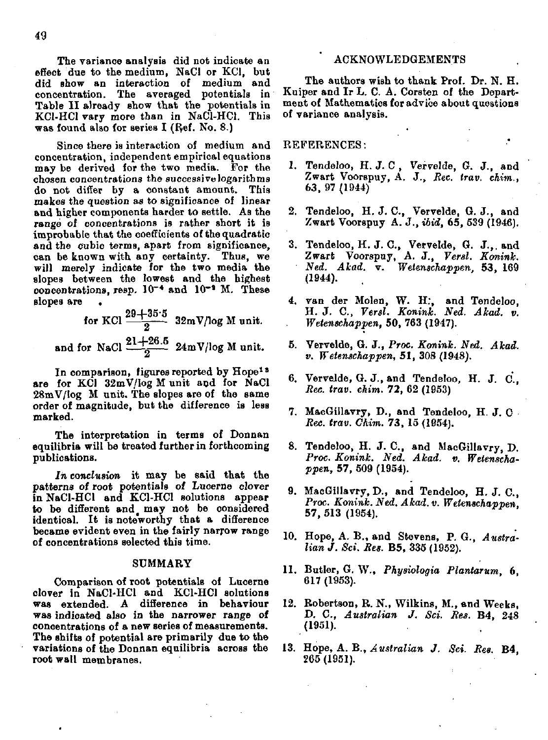The variance analysis did not indicate an effect due to the medium, NaCl or KCl, but did show an interaction of medium and concentration. The averaged potentials in Table II already show that the potentials in KCl-HCl vary more than in NaCl-HCl. This was found also for series I (Ref. No. 8.)

Since there is interaction of medium and concentration, independent empirical equations may be derived for the two media. For the chosen concentrations the successive logarithms do not differ by a constant amount. This makes the question as to significance of linear and higher components harder to settle. As the range of concentrations is rather short it is improbable that the coefficients of the quadratic and the cubic terms, apart from significance, can be known with any certainty. Thus, we will merely indicate for the two media the slopes between the lowest and the highest concentrations, resp. $10^{-4}$ and $10^{-2}$ M. These slopes are

$$\text{for KCl } \frac{29+35{\cdot}5}{2} \;\; 32\text{mV/log M unit.}$$

$$\text{and for NaCl } \frac{21+26.5}{2} \;\; 24\text{mV/log M unit.}$$

In comparison, figures reported by Hope[13] are for KCl 32mV/log M unit and for NaCl 28mV/log M unit. The slopes are of the same order of magnitude, but the difference is less marked.

The interpretation in terms of Donnan equilibria will be treated further in forthcoming publications.

*In conclusion* it may be said that the patterns of root potentials of Lucerne clover in NaCl-HCl and KCl-HCl solutions appear to be different and may not be considered identical. It is noteworthy that a difference became evident even in the fairly narrow range of concentrations selected this time.

## SUMMARY

Comparison of root potentials of Lucerne clover in NaCl-HCl and KCl-HCl solutions was extended. A difference in behaviour was indicated also in the narrower range of concentrations of a new series of measurements. The shifts of potential are primarily due to the variations of the Donnan equilibria across the root wall membranes.

## ACKNOWLEDGEMENTS

The authors wish to thank Prof. Dr. N. H. Kuiper and Ir L. C. A. Corsten of the Department of Mathematics for advice about questions of variance analysis.

## REFERENCES:

1. Tendeloo, H. J. C., Vervelde, G. J., and Zwart Voorspuy, A. J., *Rec. trav. chim.*, 63, 97 (1944)
2. Tendeloo, H. J. C., Vervelde, G. J., and Zwart Voorspuy A. J., *ibid*, 65, 539 (1946).
3. Tendeloo, H. J. C., Vervelde, G. J., and Zwart Voorspuy, A. J., *Versl. Konink. Ned. Akad. v. Wetenschappen,* 53, 169 (1944).
4. van der Molen, W. H., and Tendeloo, H. J. C., *Versl. Konink. Ned. Akad. v. Wetenschappen*, 50, 763 (1947).
5. Vervelde, G. J., *Proc. Konink. Ned. Akad. v. Wetenschappen*, 51, 308 (1948).
6. Vervelde, G. J., and Tendeloo, H. J. C., *Rec. trav. chim.* 72, 62 (1953)
7. MacGillavry, D., and Tendeloo, H. J. C. *Rec. trav. Chim.* 73, 15 (1954).
8. Tendeloo, H. J. C., and MacGillavry, D. *Proc. Konink. Ned. Akad. v. Wetenschappen*, 57, 509 (1954).
9. MacGillavry, D., and Tendeloo, H. J. C., *Proc. Konink. Ned. Akad. v. Wetenschappen*, 57, 513 (1954).
10. Hope, A. B., and Stevens, P. G., *Australian J. Sci. Res.* B5, 335 (1952).
11. Butler, G. W., *Physiologia Plantarum*, 6, 617 (1953).
12. Robertson, R. N., Wilkins, M., and Weeks, D. C., *Australian J. Sci. Res.* B4, 248 (1951).
13. Hope, A. B., *Australian J. Sci. Res.* B4, 265 (1951).